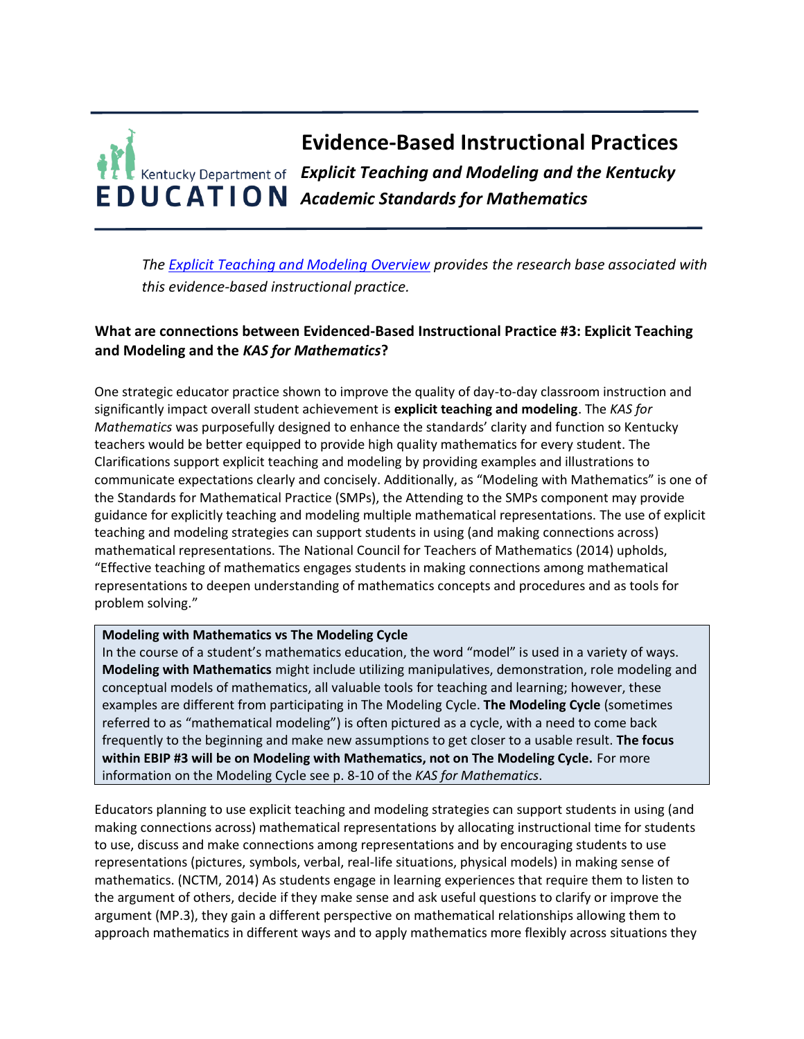# Evidence-Based Instructional Practices

## *Explicit Teaching and Modeling and the Kentucky Academic Standards for Mathematics*

*The [Explicit Teaching and Modeling Overview]() provides the research base associated with this evidence-based instructional practice.*

### What are connections between Evidenced-Based Instructional Practice #3: Explicit Teaching and Modeling and the *KAS for Mathematics*?

One strategic educator practice shown to improve the quality of day-to-day classroom instruction and significantly impact overall student achievement is **explicit teaching and modeling**. The *KAS for Mathematics* was purposefully designed to enhance the standards' clarity and function so Kentucky teachers would be better equipped to provide high quality mathematics for every student. The Clarifications support explicit teaching and modeling by providing examples and illustrations to communicate expectations clearly and concisely. Additionally, as "Modeling with Mathematics" is one of the Standards for Mathematical Practice (SMPs), the Attending to the SMPs component may provide guidance for explicitly teaching and modeling multiple mathematical representations. The use of explicit teaching and modeling strategies can support students in using (and making connections across) mathematical representations. The National Council for Teachers of Mathematics (2014) upholds, "Effective teaching of mathematics engages students in making connections among mathematical representations to deepen understanding of mathematics concepts and procedures and as tools for problem solving."

> **Modeling with Mathematics vs The Modeling Cycle**
> In the course of a student's mathematics education, the word "model" is used in a variety of ways. **Modeling with Mathematics** might include utilizing manipulatives, demonstration, role modeling and conceptual models of mathematics, all valuable tools for teaching and learning; however, these examples are different from participating in The Modeling Cycle. **The Modeling Cycle** (sometimes referred to as "mathematical modeling") is often pictured as a cycle, with a need to come back frequently to the beginning and make new assumptions to get closer to a usable result. **The focus within EBIP #3 will be on Modeling with Mathematics, not on The Modeling Cycle.** For more information on the Modeling Cycle see p. 8-10 of the *KAS for Mathematics*.

Educators planning to use explicit teaching and modeling strategies can support students in using (and making connections across) mathematical representations by allocating instructional time for students to use, discuss and make connections among representations and by encouraging students to use representations (pictures, symbols, verbal, real-life situations, physical models) in making sense of mathematics. (NCTM, 2014) As students engage in learning experiences that require them to listen to the argument of others, decide if they make sense and ask useful questions to clarify or improve the argument (MP.3), they gain a different perspective on mathematical relationships allowing them to approach mathematics in different ways and to apply mathematics more flexibly across situations they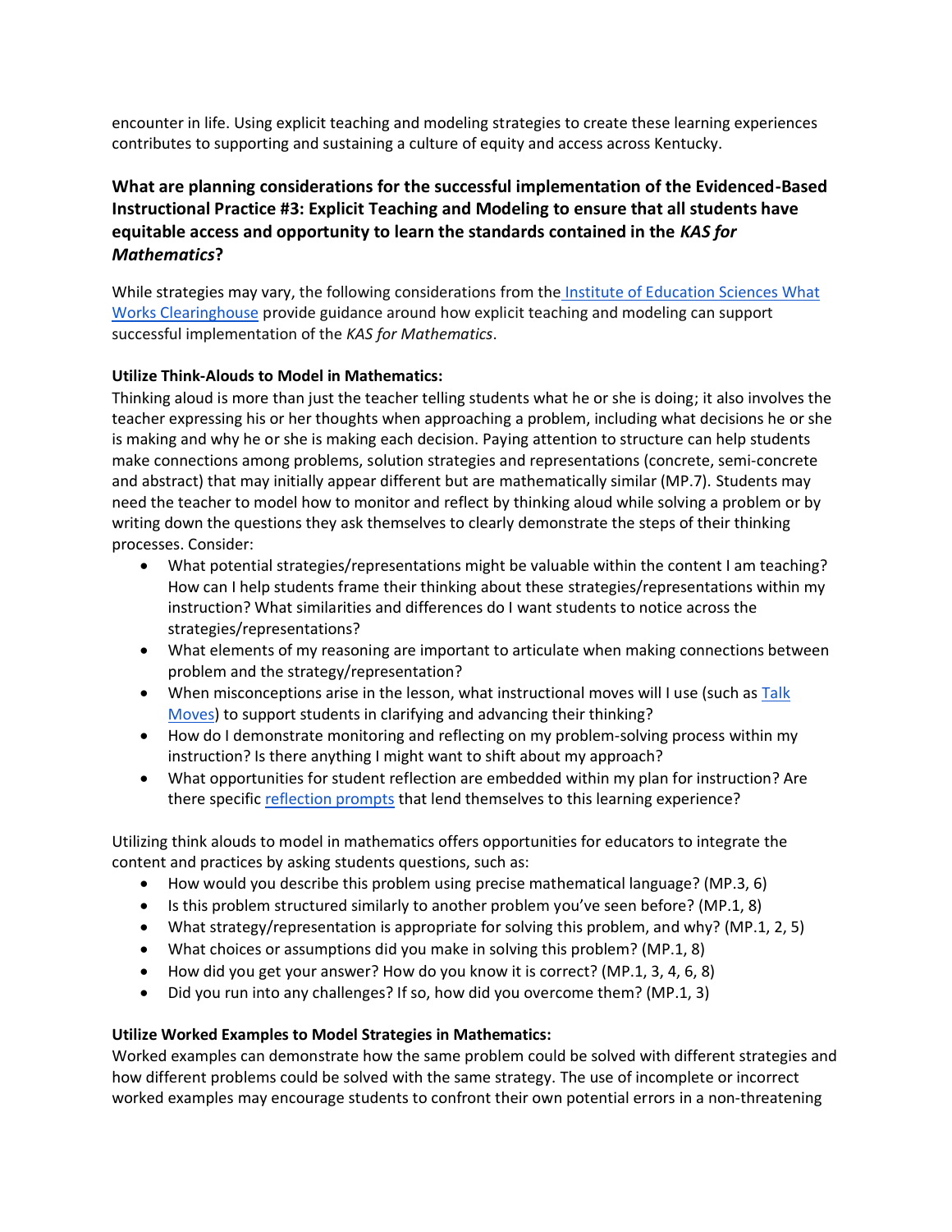encounter in life. Using explicit teaching and modeling strategies to create these learning experiences contributes to supporting and sustaining a culture of equity and access across Kentucky.

### What are planning considerations for the successful implementation of the Evidenced-Based Instructional Practice #3: Explicit Teaching and Modeling to ensure that all students have equitable access and opportunity to learn the standards contained in the *KAS for Mathematics*?

While strategies may vary, the following considerations from the [Institute of Education Sciences What Works Clearinghouse]() provide guidance around how explicit teaching and modeling can support successful implementation of the *KAS for Mathematics*.

**Utilize Think-Alouds to Model in Mathematics:**

Thinking aloud is more than just the teacher telling students what he or she is doing; it also involves the teacher expressing his or her thoughts when approaching a problem, including what decisions he or she is making and why he or she is making each decision. Paying attention to structure can help students make connections among problems, solution strategies and representations (concrete, semi-concrete and abstract) that may initially appear different but are mathematically similar (MP.7). Students may need the teacher to model how to monitor and reflect by thinking aloud while solving a problem or by writing down the questions they ask themselves to clearly demonstrate the steps of their thinking processes. Consider:

- What potential strategies/representations might be valuable within the content I am teaching? How can I help students frame their thinking about these strategies/representations within my instruction? What similarities and differences do I want students to notice across the strategies/representations?
- What elements of my reasoning are important to articulate when making connections between problem and the strategy/representation?
- When misconceptions arise in the lesson, what instructional moves will I use (such as [Talk Moves]()) to support students in clarifying and advancing their thinking?
- How do I demonstrate monitoring and reflecting on my problem-solving process within my instruction? Is there anything I might want to shift about my approach?
- What opportunities for student reflection are embedded within my plan for instruction? Are there specific [reflection prompts]() that lend themselves to this learning experience?

Utilizing think alouds to model in mathematics offers opportunities for educators to integrate the content and practices by asking students questions, such as:

- How would you describe this problem using precise mathematical language? (MP.3, 6)
- Is this problem structured similarly to another problem you've seen before? (MP.1, 8)
- What strategy/representation is appropriate for solving this problem, and why? (MP.1, 2, 5)
- What choices or assumptions did you make in solving this problem? (MP.1, 8)
- How did you get your answer? How do you know it is correct? (MP.1, 3, 4, 6, 8)
- Did you run into any challenges? If so, how did you overcome them? (MP.1, 3)

**Utilize Worked Examples to Model Strategies in Mathematics:**

Worked examples can demonstrate how the same problem could be solved with different strategies and how different problems could be solved with the same strategy. The use of incomplete or incorrect worked examples may encourage students to confront their own potential errors in a non-threatening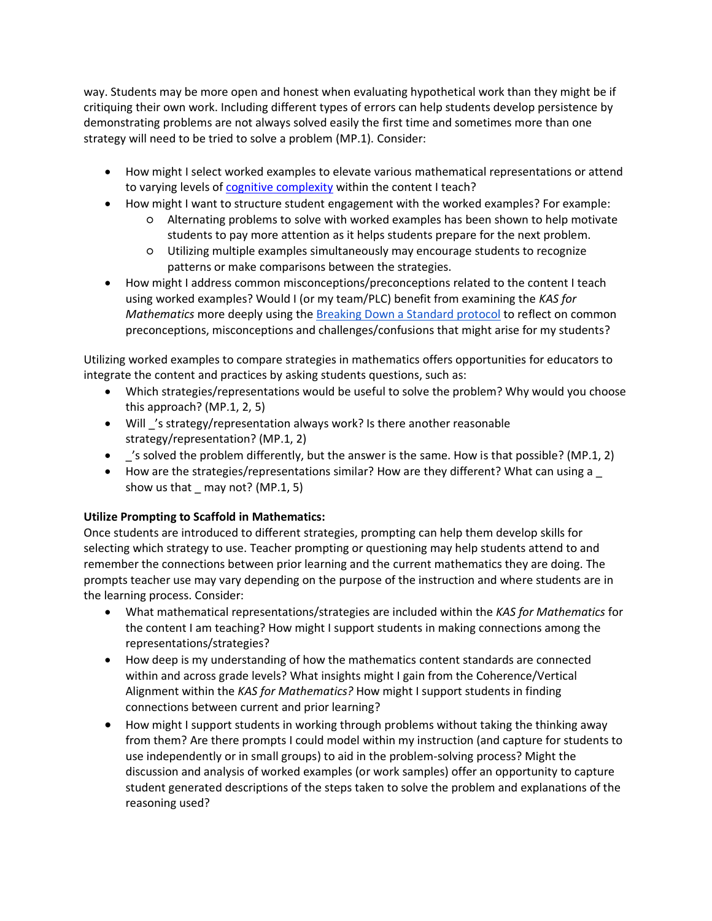way. Students may be more open and honest when evaluating hypothetical work than they might be if critiquing their own work. Including different types of errors can help students develop persistence by demonstrating problems are not always solved easily the first time and sometimes more than one strategy will need to be tried to solve a problem (MP.1). Consider:

- How might I select worked examples to elevate various mathematical representations or attend to varying levels of [cognitive complexity]() within the content I teach?
- How might I want to structure student engagement with the worked examples? For example:
  - Alternating problems to solve with worked examples has been shown to help motivate students to pay more attention as it helps students prepare for the next problem.
  - Utilizing multiple examples simultaneously may encourage students to recognize patterns or make comparisons between the strategies.
- How might I address common misconceptions/preconceptions related to the content I teach using worked examples? Would I (or my team/PLC) benefit from examining the *KAS for Mathematics* more deeply using the [Breaking Down a Standard protocol]() to reflect on common preconceptions, misconceptions and challenges/confusions that might arise for my students?

Utilizing worked examples to compare strategies in mathematics offers opportunities for educators to integrate the content and practices by asking students questions, such as:

- Which strategies/representations would be useful to solve the problem? Why would you choose this approach? (MP.1, 2, 5)
- Will _'s strategy/representation always work? Is there another reasonable strategy/representation? (MP.1, 2)
- _'s solved the problem differently, but the answer is the same. How is that possible? (MP.1, 2)
- How are the strategies/representations similar? How are they different? What can using a _ show us that _ may not? (MP.1, 5)

**Utilize Prompting to Scaffold in Mathematics:**
Once students are introduced to different strategies, prompting can help them develop skills for selecting which strategy to use. Teacher prompting or questioning may help students attend to and remember the connections between prior learning and the current mathematics they are doing. The prompts teacher use may vary depending on the purpose of the instruction and where students are in the learning process. Consider:

- What mathematical representations/strategies are included within the *KAS for Mathematics* for the content I am teaching? How might I support students in making connections among the representations/strategies?
- How deep is my understanding of how the mathematics content standards are connected within and across grade levels? What insights might I gain from the Coherence/Vertical Alignment within the *KAS for Mathematics?* How might I support students in finding connections between current and prior learning?
- How might I support students in working through problems without taking the thinking away from them? Are there prompts I could model within my instruction (and capture for students to use independently or in small groups) to aid in the problem-solving process? Might the discussion and analysis of worked examples (or work samples) offer an opportunity to capture student generated descriptions of the steps taken to solve the problem and explanations of the reasoning used?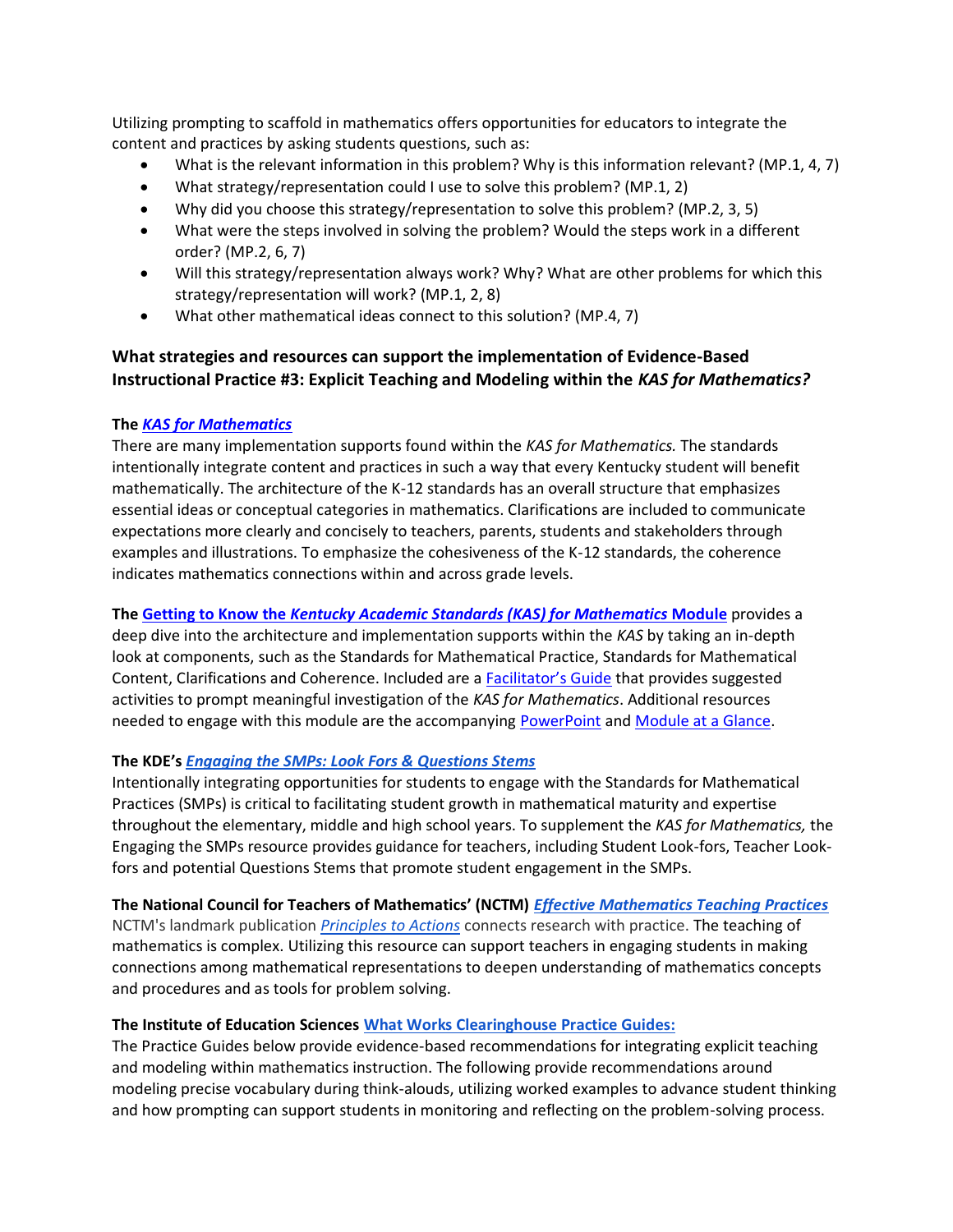Utilizing prompting to scaffold in mathematics offers opportunities for educators to integrate the content and practices by asking students questions, such as:

- What is the relevant information in this problem? Why is this information relevant? (MP.1, 4, 7)
- What strategy/representation could I use to solve this problem? (MP.1, 2)
- Why did you choose this strategy/representation to solve this problem? (MP.2, 3, 5)
- What were the steps involved in solving the problem? Would the steps work in a different order? (MP.2, 6, 7)
- Will this strategy/representation always work? Why? What are other problems for which this strategy/representation will work? (MP.1, 2, 8)
- What other mathematical ideas connect to this solution? (MP.4, 7)

### What strategies and resources can support the implementation of Evidence-Based Instructional Practice #3: Explicit Teaching and Modeling within the *KAS for Mathematics?*

**The *KAS for Mathematics***

There are many implementation supports found within the *KAS for Mathematics.* The standards intentionally integrate content and practices in such a way that every Kentucky student will benefit mathematically. The architecture of the K-12 standards has an overall structure that emphasizes essential ideas or conceptual categories in mathematics. Clarifications are included to communicate expectations more clearly and concisely to teachers, parents, students and stakeholders through examples and illustrations. To emphasize the cohesiveness of the K-12 standards, the coherence indicates mathematics connections within and across grade levels.

**The Getting to Know the *Kentucky Academic Standards (KAS) for Mathematics* Module** provides a deep dive into the architecture and implementation supports within the *KAS* by taking an in-depth look at components, such as the Standards for Mathematical Practice, Standards for Mathematical Content, Clarifications and Coherence. Included are a Facilitator's Guide that provides suggested activities to prompt meaningful investigation of the *KAS for Mathematics*. Additional resources needed to engage with this module are the accompanying PowerPoint and Module at a Glance.

**The KDE's *Engaging the SMPs: Look Fors & Questions Stems***

Intentionally integrating opportunities for students to engage with the Standards for Mathematical Practices (SMPs) is critical to facilitating student growth in mathematical maturity and expertise throughout the elementary, middle and high school years. To supplement the *KAS for Mathematics,* the Engaging the SMPs resource provides guidance for teachers, including Student Look-fors, Teacher Look-fors and potential Questions Stems that promote student engagement in the SMPs.

**The National Council for Teachers of Mathematics' (NCTM) *Effective Mathematics Teaching Practices***

NCTM's landmark publication *Principles to Actions* connects research with practice. The teaching of mathematics is complex. Utilizing this resource can support teachers in engaging students in making connections among mathematical representations to deepen understanding of mathematics concepts and procedures and as tools for problem solving.

**The Institute of Education Sciences What Works Clearinghouse Practice Guides:**

The Practice Guides below provide evidence-based recommendations for integrating explicit teaching and modeling within mathematics instruction. The following provide recommendations around modeling precise vocabulary during think-alouds, utilizing worked examples to advance student thinking and how prompting can support students in monitoring and reflecting on the problem-solving process.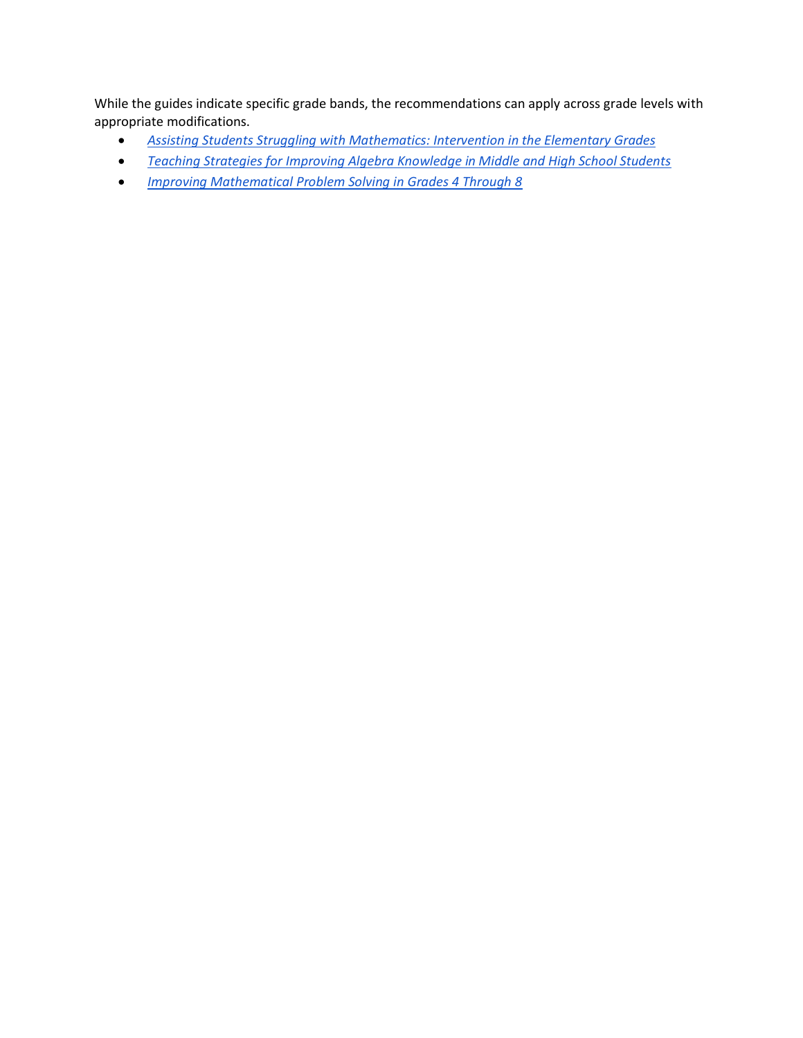While the guides indicate specific grade bands, the recommendations can apply across grade levels with appropriate modifications.

- *Assisting Students Struggling with Mathematics: Intervention in the Elementary Grades*
- *Teaching Strategies for Improving Algebra Knowledge in Middle and High School Students*
- *Improving Mathematical Problem Solving in Grades 4 Through 8*